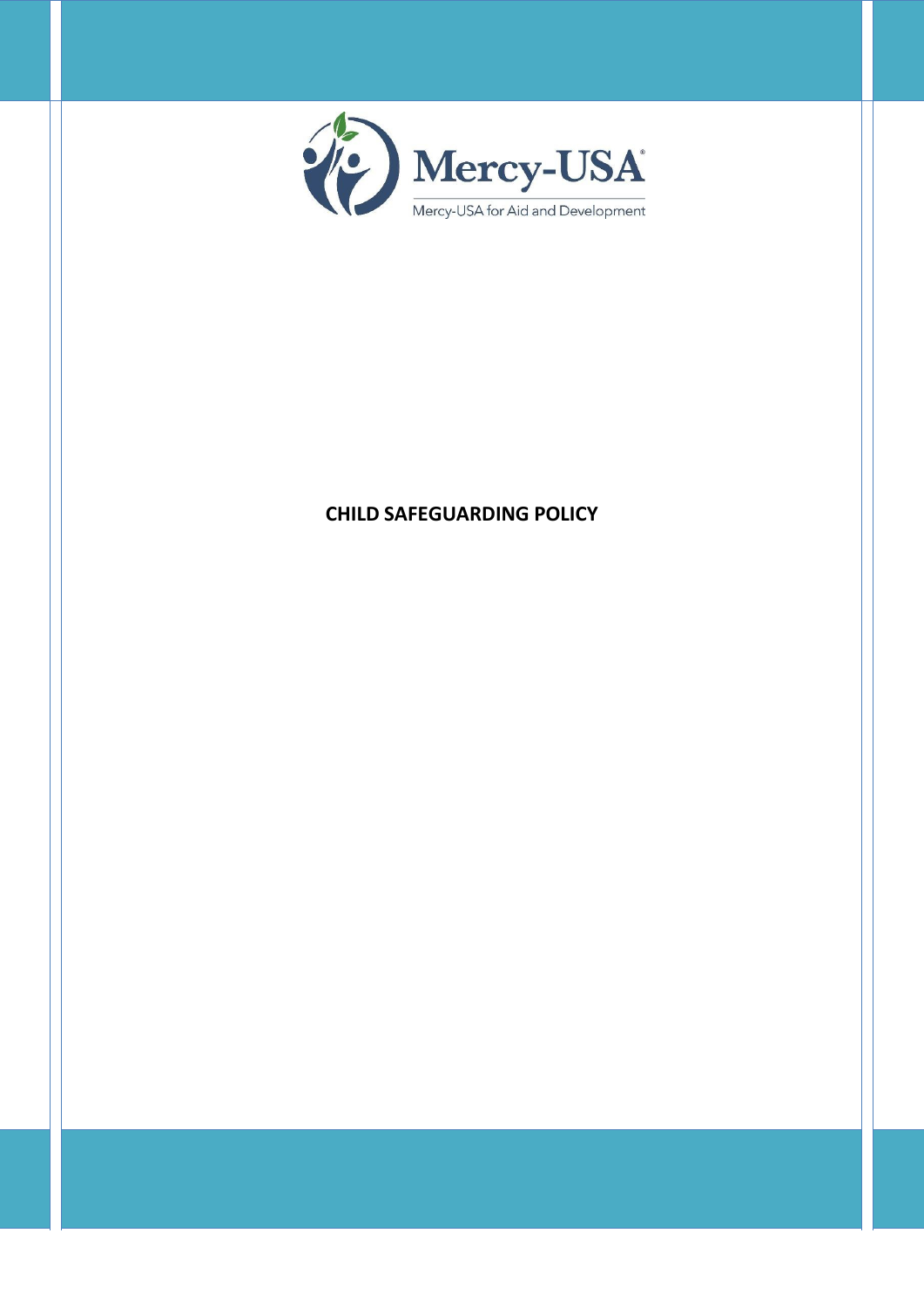Mercy-USA®

Mercy-USA for Aid and Development

**CHILD SAFEGUARDING POLICY**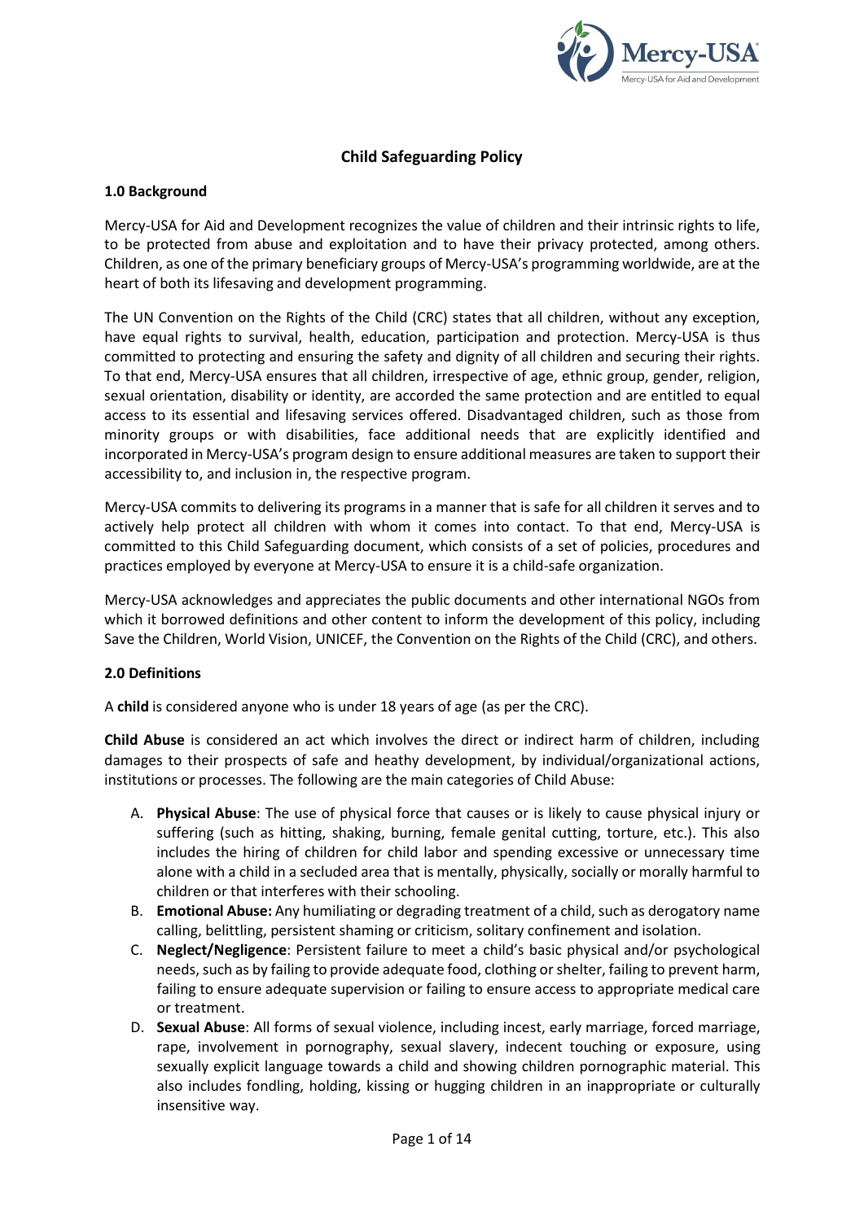# Child Safeguarding Policy

## 1.0 Background

Mercy-USA for Aid and Development recognizes the value of children and their intrinsic rights to life, to be protected from abuse and exploitation and to have their privacy protected, among others. Children, as one of the primary beneficiary groups of Mercy-USA's programming worldwide, are at the heart of both its lifesaving and development programming.

The UN Convention on the Rights of the Child (CRC) states that all children, without any exception, have equal rights to survival, health, education, participation and protection. Mercy-USA is thus committed to protecting and ensuring the safety and dignity of all children and securing their rights. To that end, Mercy-USA ensures that all children, irrespective of age, ethnic group, gender, religion, sexual orientation, disability or identity, are accorded the same protection and are entitled to equal access to its essential and lifesaving services offered. Disadvantaged children, such as those from minority groups or with disabilities, face additional needs that are explicitly identified and incorporated in Mercy-USA's program design to ensure additional measures are taken to support their accessibility to, and inclusion in, the respective program.

Mercy-USA commits to delivering its programs in a manner that is safe for all children it serves and to actively help protect all children with whom it comes into contact. To that end, Mercy-USA is committed to this Child Safeguarding document, which consists of a set of policies, procedures and practices employed by everyone at Mercy-USA to ensure it is a child-safe organization.

Mercy-USA acknowledges and appreciates the public documents and other international NGOs from which it borrowed definitions and other content to inform the development of this policy, including Save the Children, World Vision, UNICEF, the Convention on the Rights of the Child (CRC), and others.

## 2.0 Definitions

A **child** is considered anyone who is under 18 years of age (as per the CRC).

**Child Abuse** is considered an act which involves the direct or indirect harm of children, including damages to their prospects of safe and heathy development, by individual/organizational actions, institutions or processes. The following are the main categories of Child Abuse:

A. **Physical Abuse**: The use of physical force that causes or is likely to cause physical injury or suffering (such as hitting, shaking, burning, female genital cutting, torture, etc.). This also includes the hiring of children for child labor and spending excessive or unnecessary time alone with a child in a secluded area that is mentally, physically, socially or morally harmful to children or that interferes with their schooling.

B. **Emotional Abuse:** Any humiliating or degrading treatment of a child, such as derogatory name calling, belittling, persistent shaming or criticism, solitary confinement and isolation.

C. **Neglect/Negligence**: Persistent failure to meet a child's basic physical and/or psychological needs, such as by failing to provide adequate food, clothing or shelter, failing to prevent harm, failing to ensure adequate supervision or failing to ensure access to appropriate medical care or treatment.

D. **Sexual Abuse**: All forms of sexual violence, including incest, early marriage, forced marriage, rape, involvement in pornography, sexual slavery, indecent touching or exposure, using sexually explicit language towards a child and showing children pornographic material. This also includes fondling, holding, kissing or hugging children in an inappropriate or culturally insensitive way.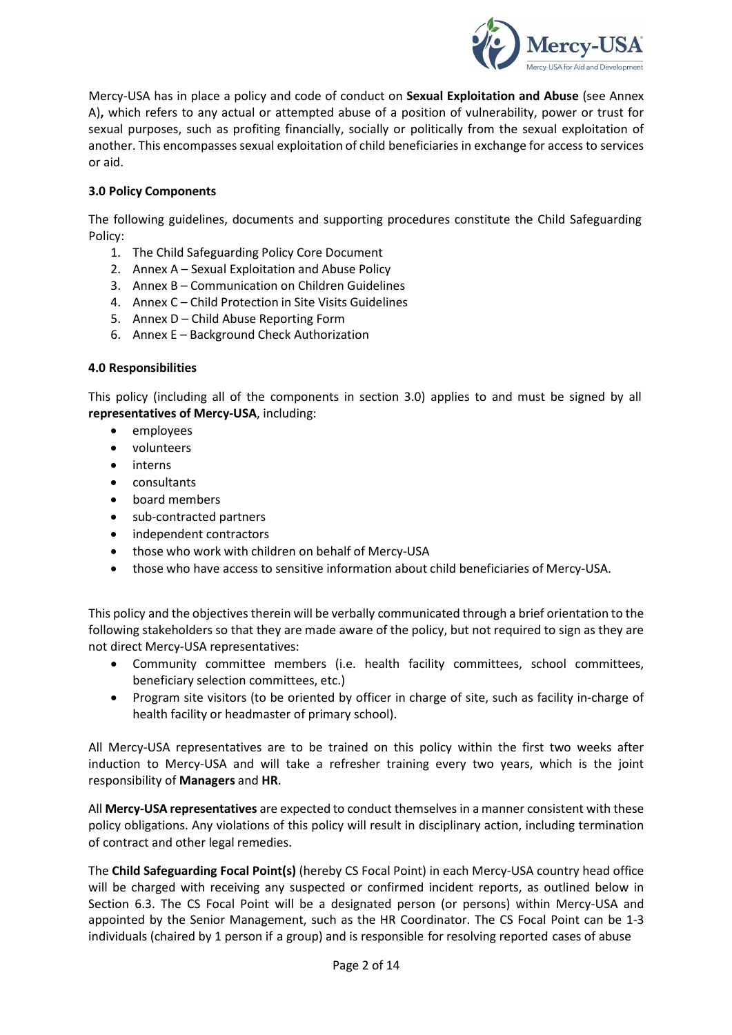Mercy-USA has in place a policy and code of conduct on **Sexual Exploitation and Abuse** (see Annex A)**,** which refers to any actual or attempted abuse of a position of vulnerability, power or trust for sexual purposes, such as profiting financially, socially or politically from the sexual exploitation of another. This encompasses sexual exploitation of child beneficiaries in exchange for access to services or aid.

### 3.0 Policy Components

The following guidelines, documents and supporting procedures constitute the Child Safeguarding Policy:

1. The Child Safeguarding Policy Core Document
2. Annex A – Sexual Exploitation and Abuse Policy
3. Annex B – Communication on Children Guidelines
4. Annex C – Child Protection in Site Visits Guidelines
5. Annex D – Child Abuse Reporting Form
6. Annex E – Background Check Authorization

### 4.0 Responsibilities

This policy (including all of the components in section 3.0) applies to and must be signed by all **representatives of Mercy-USA**, including:

- employees
- volunteers
- interns
- consultants
- board members
- sub-contracted partners
- independent contractors
- those who work with children on behalf of Mercy-USA
- those who have access to sensitive information about child beneficiaries of Mercy-USA.

This policy and the objectives therein will be verbally communicated through a brief orientation to the following stakeholders so that they are made aware of the policy, but not required to sign as they are not direct Mercy-USA representatives:

- Community committee members (i.e. health facility committees, school committees, beneficiary selection committees, etc.)
- Program site visitors (to be oriented by officer in charge of site, such as facility in-charge of health facility or headmaster of primary school).

All Mercy-USA representatives are to be trained on this policy within the first two weeks after induction to Mercy-USA and will take a refresher training every two years, which is the joint responsibility of **Managers** and **HR**.

All **Mercy-USA representatives** are expected to conduct themselves in a manner consistent with these policy obligations. Any violations of this policy will result in disciplinary action, including termination of contract and other legal remedies.

The **Child Safeguarding Focal Point(s)** (hereby CS Focal Point) in each Mercy-USA country head office will be charged with receiving any suspected or confirmed incident reports, as outlined below in Section 6.3. The CS Focal Point will be a designated person (or persons) within Mercy-USA and appointed by the Senior Management, such as the HR Coordinator. The CS Focal Point can be 1-3 individuals (chaired by 1 person if a group) and is responsible for resolving reported cases of abuse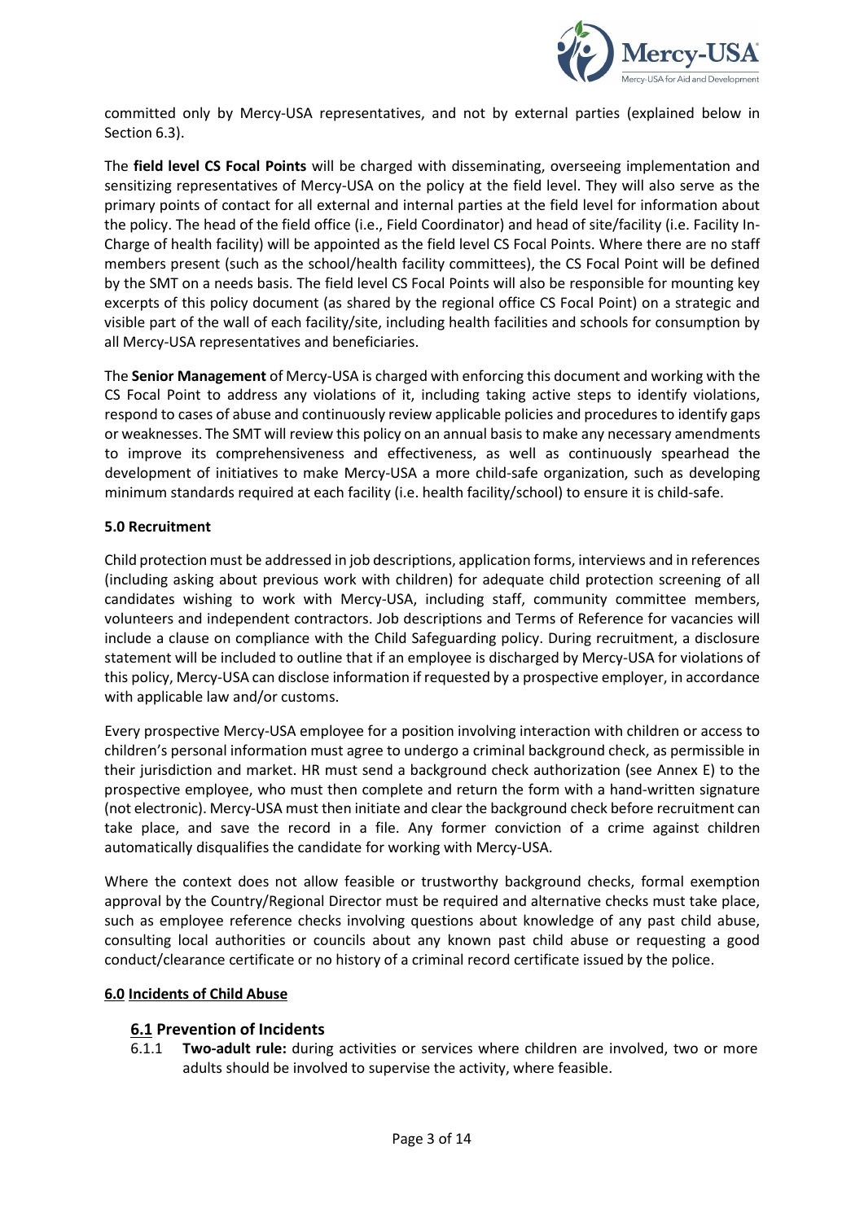committed only by Mercy-USA representatives, and not by external parties (explained below in Section 6.3).

The **field level CS Focal Points** will be charged with disseminating, overseeing implementation and sensitizing representatives of Mercy-USA on the policy at the field level. They will also serve as the primary points of contact for all external and internal parties at the field level for information about the policy. The head of the field office (i.e., Field Coordinator) and head of site/facility (i.e. Facility In-Charge of health facility) will be appointed as the field level CS Focal Points. Where there are no staff members present (such as the school/health facility committees), the CS Focal Point will be defined by the SMT on a needs basis. The field level CS Focal Points will also be responsible for mounting key excerpts of this policy document (as shared by the regional office CS Focal Point) on a strategic and visible part of the wall of each facility/site, including health facilities and schools for consumption by all Mercy-USA representatives and beneficiaries.

The **Senior Management** of Mercy-USA is charged with enforcing this document and working with the CS Focal Point to address any violations of it, including taking active steps to identify violations, respond to cases of abuse and continuously review applicable policies and procedures to identify gaps or weaknesses. The SMT will review this policy on an annual basis to make any necessary amendments to improve its comprehensiveness and effectiveness, as well as continuously spearhead the development of initiatives to make Mercy-USA a more child-safe organization, such as developing minimum standards required at each facility (i.e. health facility/school) to ensure it is child-safe.

**5.0 Recruitment**

Child protection must be addressed in job descriptions, application forms, interviews and in references (including asking about previous work with children) for adequate child protection screening of all candidates wishing to work with Mercy-USA, including staff, community committee members, volunteers and independent contractors. Job descriptions and Terms of Reference for vacancies will include a clause on compliance with the Child Safeguarding policy. During recruitment, a disclosure statement will be included to outline that if an employee is discharged by Mercy-USA for violations of this policy, Mercy-USA can disclose information if requested by a prospective employer, in accordance with applicable law and/or customs.

Every prospective Mercy-USA employee for a position involving interaction with children or access to children's personal information must agree to undergo a criminal background check, as permissible in their jurisdiction and market. HR must send a background check authorization (see Annex E) to the prospective employee, who must then complete and return the form with a hand-written signature (not electronic). Mercy-USA must then initiate and clear the background check before recruitment can take place, and save the record in a file. Any former conviction of a crime against children automatically disqualifies the candidate for working with Mercy-USA.

Where the context does not allow feasible or trustworthy background checks, formal exemption approval by the Country/Regional Director must be required and alternative checks must take place, such as employee reference checks involving questions about knowledge of any past child abuse, consulting local authorities or councils about any known past child abuse or requesting a good conduct/clearance certificate or no history of a criminal record certificate issued by the police.

**6.0 Incidents of Child Abuse**

### 6.1 Prevention of Incidents

6.1.1 **Two-adult rule:** during activities or services where children are involved, two or more adults should be involved to supervise the activity, where feasible.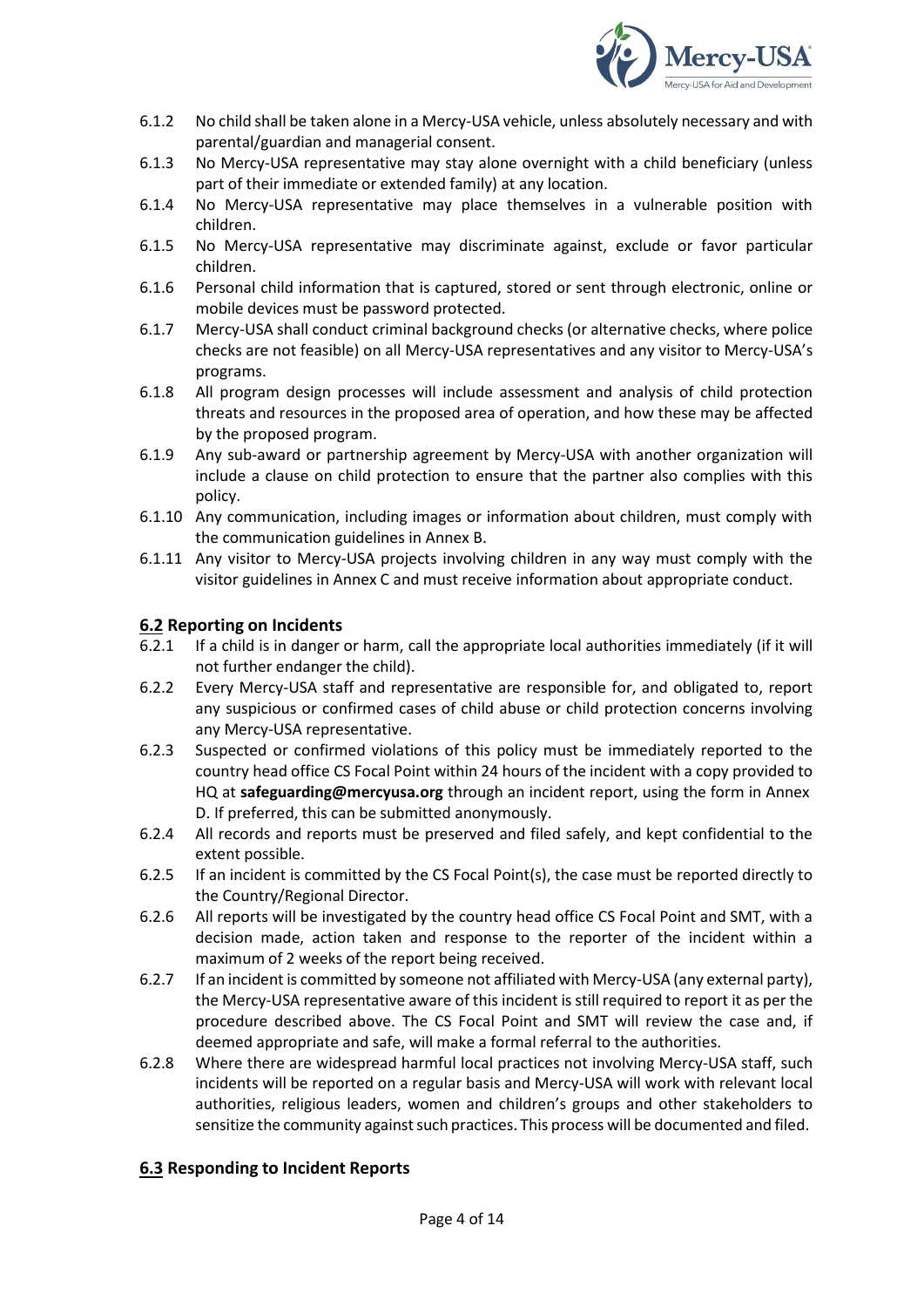6.1.2 No child shall be taken alone in a Mercy-USA vehicle, unless absolutely necessary and with parental/guardian and managerial consent.

6.1.3 No Mercy-USA representative may stay alone overnight with a child beneficiary (unless part of their immediate or extended family) at any location.

6.1.4 No Mercy-USA representative may place themselves in a vulnerable position with children.

6.1.5 No Mercy-USA representative may discriminate against, exclude or favor particular children.

6.1.6 Personal child information that is captured, stored or sent through electronic, online or mobile devices must be password protected.

6.1.7 Mercy-USA shall conduct criminal background checks (or alternative checks, where police checks are not feasible) on all Mercy-USA representatives and any visitor to Mercy-USA's programs.

6.1.8 All program design processes will include assessment and analysis of child protection threats and resources in the proposed area of operation, and how these may be affected by the proposed program.

6.1.9 Any sub-award or partnership agreement by Mercy-USA with another organization will include a clause on child protection to ensure that the partner also complies with this policy.

6.1.10 Any communication, including images or information about children, must comply with the communication guidelines in Annex B.

6.1.11 Any visitor to Mercy-USA projects involving children in any way must comply with the visitor guidelines in Annex C and must receive information about appropriate conduct.

## 6.2 Reporting on Incidents

6.2.1 If a child is in danger or harm, call the appropriate local authorities immediately (if it will not further endanger the child).

6.2.2 Every Mercy-USA staff and representative are responsible for, and obligated to, report any suspicious or confirmed cases of child abuse or child protection concerns involving any Mercy-USA representative.

6.2.3 Suspected or confirmed violations of this policy must be immediately reported to the country head office CS Focal Point within 24 hours of the incident with a copy provided to HQ at **safeguarding@mercyusa.org** through an incident report, using the form in Annex D. If preferred, this can be submitted anonymously.

6.2.4 All records and reports must be preserved and filed safely, and kept confidential to the extent possible.

6.2.5 If an incident is committed by the CS Focal Point(s), the case must be reported directly to the Country/Regional Director.

6.2.6 All reports will be investigated by the country head office CS Focal Point and SMT, with a decision made, action taken and response to the reporter of the incident within a maximum of 2 weeks of the report being received.

6.2.7 If an incident is committed by someone not affiliated with Mercy-USA (any external party), the Mercy-USA representative aware of this incident is still required to report it as per the procedure described above. The CS Focal Point and SMT will review the case and, if deemed appropriate and safe, will make a formal referral to the authorities.

6.2.8 Where there are widespread harmful local practices not involving Mercy-USA staff, such incidents will be reported on a regular basis and Mercy-USA will work with relevant local authorities, religious leaders, women and children's groups and other stakeholders to sensitize the community against such practices. This process will be documented and filed.

## 6.3 Responding to Incident Reports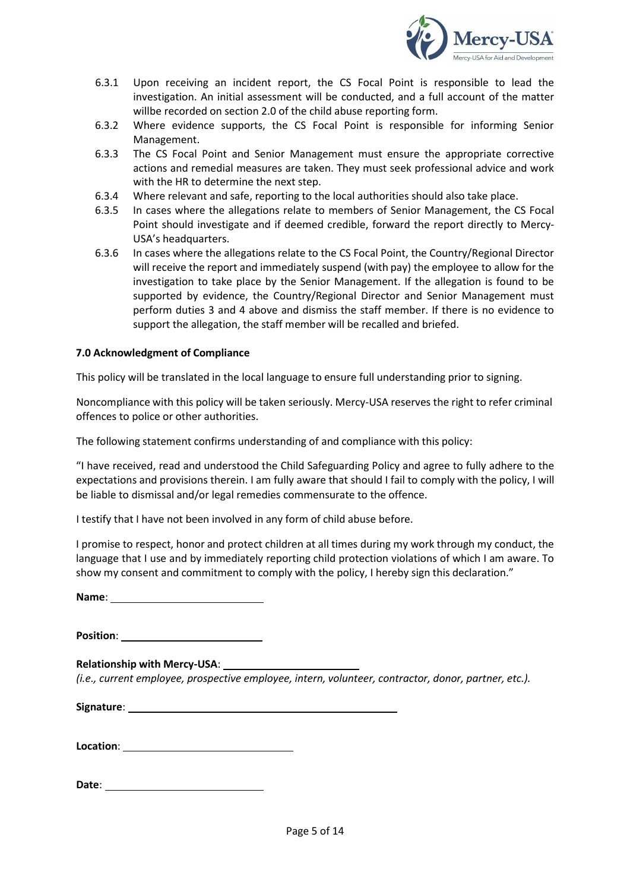6.3.1 Upon receiving an incident report, the CS Focal Point is responsible to lead the investigation. An initial assessment will be conducted, and a full account of the matter willbe recorded on section 2.0 of the child abuse reporting form.

6.3.2 Where evidence supports, the CS Focal Point is responsible for informing Senior Management.

6.3.3 The CS Focal Point and Senior Management must ensure the appropriate corrective actions and remedial measures are taken. They must seek professional advice and work with the HR to determine the next step.

6.3.4 Where relevant and safe, reporting to the local authorities should also take place.

6.3.5 In cases where the allegations relate to members of Senior Management, the CS Focal Point should investigate and if deemed credible, forward the report directly to Mercy-USA's headquarters.

6.3.6 In cases where the allegations relate to the CS Focal Point, the Country/Regional Director will receive the report and immediately suspend (with pay) the employee to allow for the investigation to take place by the Senior Management. If the allegation is found to be supported by evidence, the Country/Regional Director and Senior Management must perform duties 3 and 4 above and dismiss the staff member. If there is no evidence to support the allegation, the staff member will be recalled and briefed.

**7.0 Acknowledgment of Compliance**

This policy will be translated in the local language to ensure full understanding prior to signing.

Noncompliance with this policy will be taken seriously. Mercy-USA reserves the right to refer criminal offences to police or other authorities.

The following statement confirms understanding of and compliance with this policy:

"I have received, read and understood the Child Safeguarding Policy and agree to fully adhere to the expectations and provisions therein. I am fully aware that should I fail to comply with the policy, I will be liable to dismissal and/or legal remedies commensurate to the offence.

I testify that I have not been involved in any form of child abuse before.

I promise to respect, honor and protect children at all times during my work through my conduct, the language that I use and by immediately reporting child protection violations of which I am aware. To show my consent and commitment to comply with the policy, I hereby sign this declaration."

**Name**: ________________________

**Position**: ________________________

**Relationship with Mercy-USA**: ________________________
*(i.e., current employee, prospective employee, intern, volunteer, contractor, donor, partner, etc.).*

**Signature**: ____________________________________________

**Location**: ________________________

**Date**: ________________________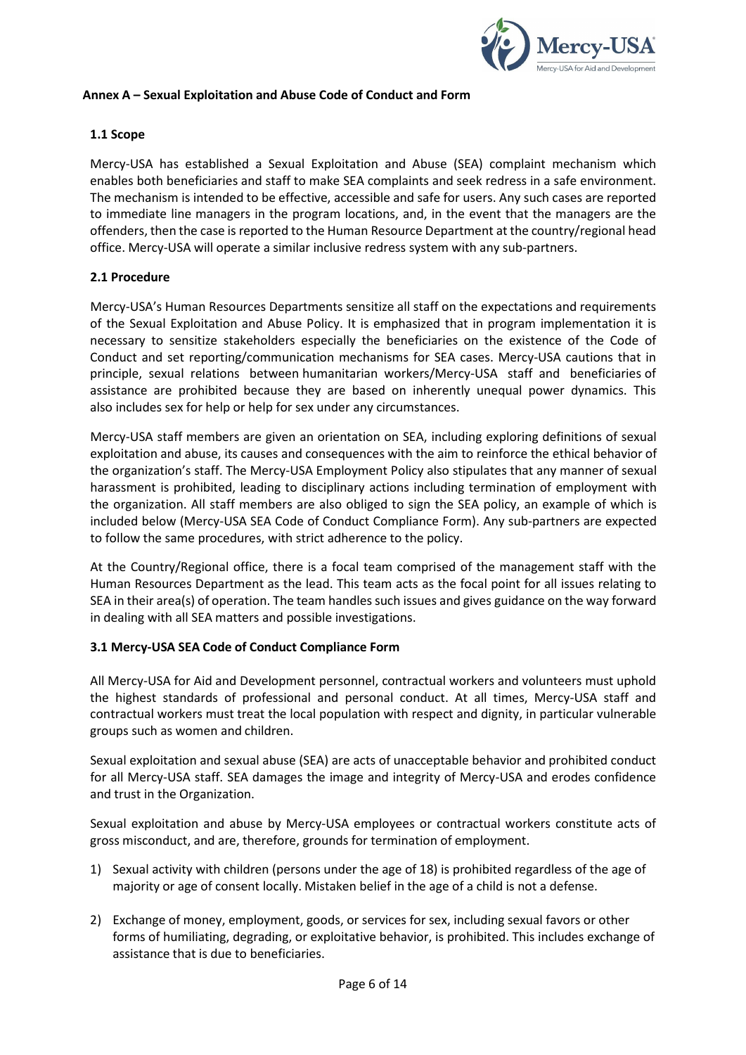**Annex A – Sexual Exploitation and Abuse Code of Conduct and Form**

**1.1 Scope**

Mercy-USA has established a Sexual Exploitation and Abuse (SEA) complaint mechanism which enables both beneficiaries and staff to make SEA complaints and seek redress in a safe environment. The mechanism is intended to be effective, accessible and safe for users. Any such cases are reported to immediate line managers in the program locations, and, in the event that the managers are the offenders, then the case is reported to the Human Resource Department at the country/regional head office. Mercy-USA will operate a similar inclusive redress system with any sub-partners.

**2.1 Procedure**

Mercy-USA's Human Resources Departments sensitize all staff on the expectations and requirements of the Sexual Exploitation and Abuse Policy. It is emphasized that in program implementation it is necessary to sensitize stakeholders especially the beneficiaries on the existence of the Code of Conduct and set reporting/communication mechanisms for SEA cases. Mercy-USA cautions that in principle, sexual relations between humanitarian workers/Mercy-USA staff and beneficiaries of assistance are prohibited because they are based on inherently unequal power dynamics. This also includes sex for help or help for sex under any circumstances.

Mercy-USA staff members are given an orientation on SEA, including exploring definitions of sexual exploitation and abuse, its causes and consequences with the aim to reinforce the ethical behavior of the organization's staff. The Mercy-USA Employment Policy also stipulates that any manner of sexual harassment is prohibited, leading to disciplinary actions including termination of employment with the organization. All staff members are also obliged to sign the SEA policy, an example of which is included below (Mercy-USA SEA Code of Conduct Compliance Form). Any sub-partners are expected to follow the same procedures, with strict adherence to the policy.

At the Country/Regional office, there is a focal team comprised of the management staff with the Human Resources Department as the lead. This team acts as the focal point for all issues relating to SEA in their area(s) of operation. The team handles such issues and gives guidance on the way forward in dealing with all SEA matters and possible investigations.

**3.1 Mercy-USA SEA Code of Conduct Compliance Form**

All Mercy-USA for Aid and Development personnel, contractual workers and volunteers must uphold the highest standards of professional and personal conduct. At all times, Mercy-USA staff and contractual workers must treat the local population with respect and dignity, in particular vulnerable groups such as women and children.

Sexual exploitation and sexual abuse (SEA) are acts of unacceptable behavior and prohibited conduct for all Mercy-USA staff. SEA damages the image and integrity of Mercy-USA and erodes confidence and trust in the Organization.

Sexual exploitation and abuse by Mercy-USA employees or contractual workers constitute acts of gross misconduct, and are, therefore, grounds for termination of employment.

1) Sexual activity with children (persons under the age of 18) is prohibited regardless of the age of majority or age of consent locally. Mistaken belief in the age of a child is not a defense.

2) Exchange of money, employment, goods, or services for sex, including sexual favors or other forms of humiliating, degrading, or exploitative behavior, is prohibited. This includes exchange of assistance that is due to beneficiaries.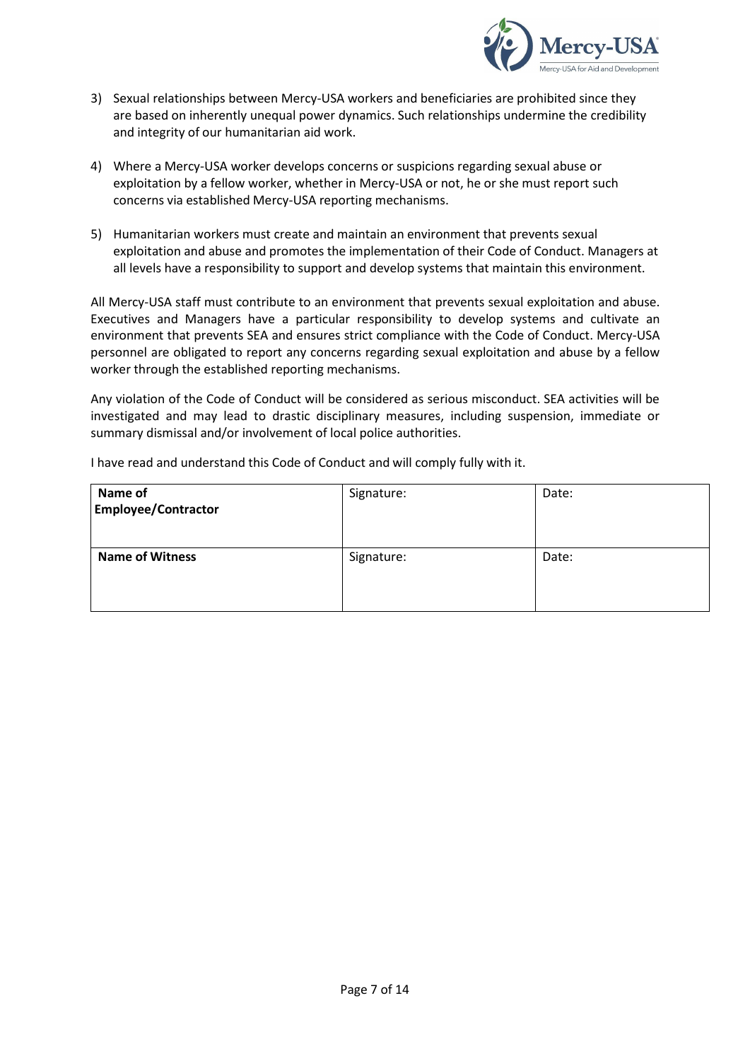3) Sexual relationships between Mercy-USA workers and beneficiaries are prohibited since they are based on inherently unequal power dynamics. Such relationships undermine the credibility and integrity of our humanitarian aid work.

4) Where a Mercy-USA worker develops concerns or suspicions regarding sexual abuse or exploitation by a fellow worker, whether in Mercy-USA or not, he or she must report such concerns via established Mercy-USA reporting mechanisms.

5) Humanitarian workers must create and maintain an environment that prevents sexual exploitation and abuse and promotes the implementation of their Code of Conduct. Managers at all levels have a responsibility to support and develop systems that maintain this environment.

All Mercy-USA staff must contribute to an environment that prevents sexual exploitation and abuse. Executives and Managers have a particular responsibility to develop systems and cultivate an environment that prevents SEA and ensures strict compliance with the Code of Conduct. Mercy-USA personnel are obligated to report any concerns regarding sexual exploitation and abuse by a fellow worker through the established reporting mechanisms.

Any violation of the Code of Conduct will be considered as serious misconduct. SEA activities will be investigated and may lead to drastic disciplinary measures, including suspension, immediate or summary dismissal and/or involvement of local police authorities.

I have read and understand this Code of Conduct and will comply fully with it.

| **Name of Employee/Contractor** | Signature: | Date: |
|---|---|---|
| **Name of Witness** | Signature: | Date: |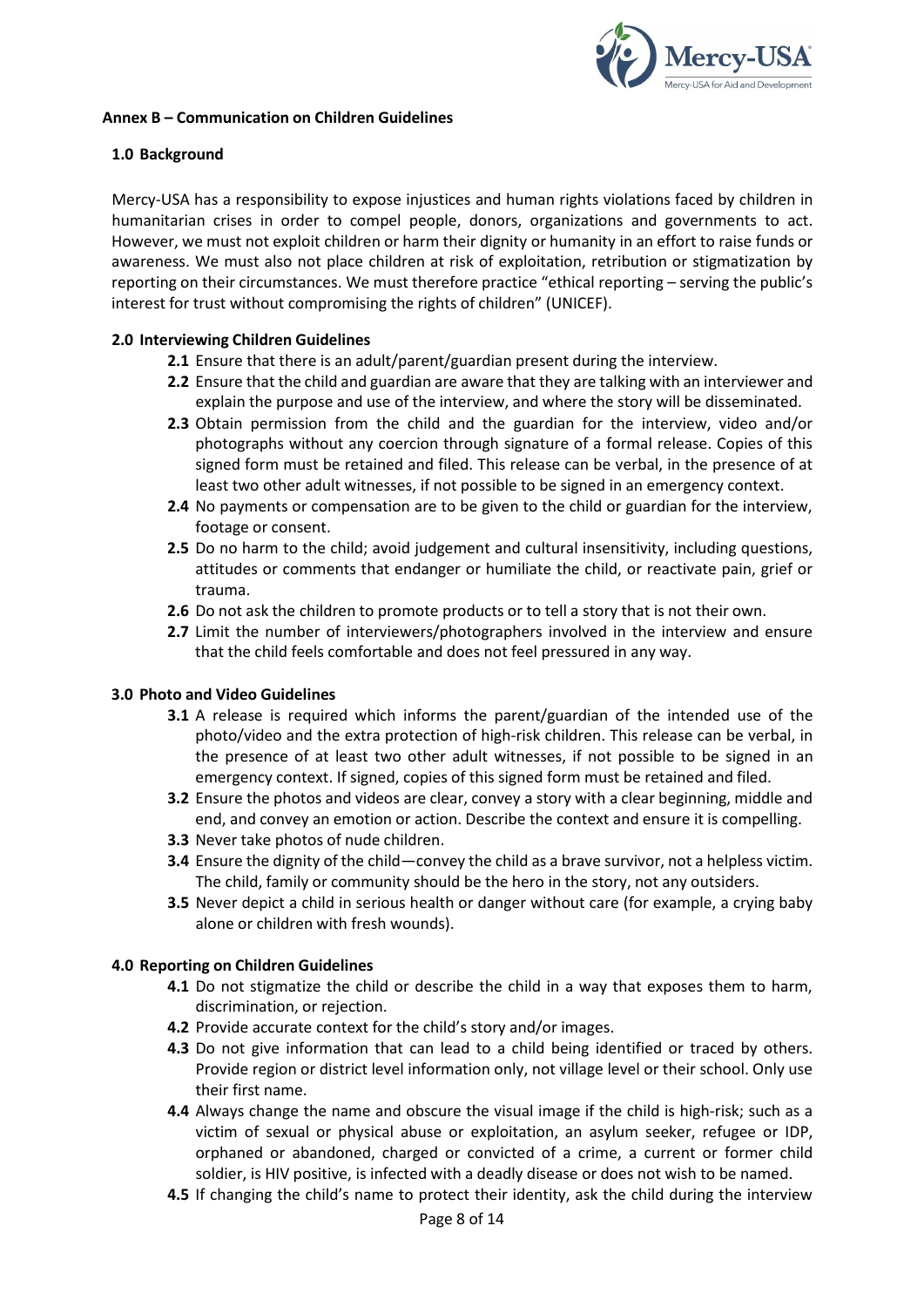### Annex B – Communication on Children Guidelines

#### 1.0 Background

Mercy-USA has a responsibility to expose injustices and human rights violations faced by children in humanitarian crises in order to compel people, donors, organizations and governments to act. However, we must not exploit children or harm their dignity or humanity in an effort to raise funds or awareness. We must also not place children at risk of exploitation, retribution or stigmatization by reporting on their circumstances. We must therefore practice "ethical reporting – serving the public's interest for trust without compromising the rights of children" (UNICEF).

#### 2.0 Interviewing Children Guidelines

- **2.1** Ensure that there is an adult/parent/guardian present during the interview.
- **2.2** Ensure that the child and guardian are aware that they are talking with an interviewer and explain the purpose and use of the interview, and where the story will be disseminated.
- **2.3** Obtain permission from the child and the guardian for the interview, video and/or photographs without any coercion through signature of a formal release. Copies of this signed form must be retained and filed. This release can be verbal, in the presence of at least two other adult witnesses, if not possible to be signed in an emergency context.
- **2.4** No payments or compensation are to be given to the child or guardian for the interview, footage or consent.
- **2.5** Do no harm to the child; avoid judgement and cultural insensitivity, including questions, attitudes or comments that endanger or humiliate the child, or reactivate pain, grief or trauma.
- **2.6** Do not ask the children to promote products or to tell a story that is not their own.
- **2.7** Limit the number of interviewers/photographers involved in the interview and ensure that the child feels comfortable and does not feel pressured in any way.

#### 3.0 Photo and Video Guidelines

- **3.1** A release is required which informs the parent/guardian of the intended use of the photo/video and the extra protection of high-risk children. This release can be verbal, in the presence of at least two other adult witnesses, if not possible to be signed in an emergency context. If signed, copies of this signed form must be retained and filed.
- **3.2** Ensure the photos and videos are clear, convey a story with a clear beginning, middle and end, and convey an emotion or action. Describe the context and ensure it is compelling.
- **3.3** Never take photos of nude children.
- **3.4** Ensure the dignity of the child—convey the child as a brave survivor, not a helpless victim. The child, family or community should be the hero in the story, not any outsiders.
- **3.5** Never depict a child in serious health or danger without care (for example, a crying baby alone or children with fresh wounds).

#### 4.0 Reporting on Children Guidelines

- **4.1** Do not stigmatize the child or describe the child in a way that exposes them to harm, discrimination, or rejection.
- **4.2** Provide accurate context for the child's story and/or images.
- **4.3** Do not give information that can lead to a child being identified or traced by others. Provide region or district level information only, not village level or their school. Only use their first name.
- **4.4** Always change the name and obscure the visual image if the child is high-risk; such as a victim of sexual or physical abuse or exploitation, an asylum seeker, refugee or IDP, orphaned or abandoned, charged or convicted of a crime, a current or former child soldier, is HIV positive, is infected with a deadly disease or does not wish to be named.
- **4.5** If changing the child's name to protect their identity, ask the child during the interview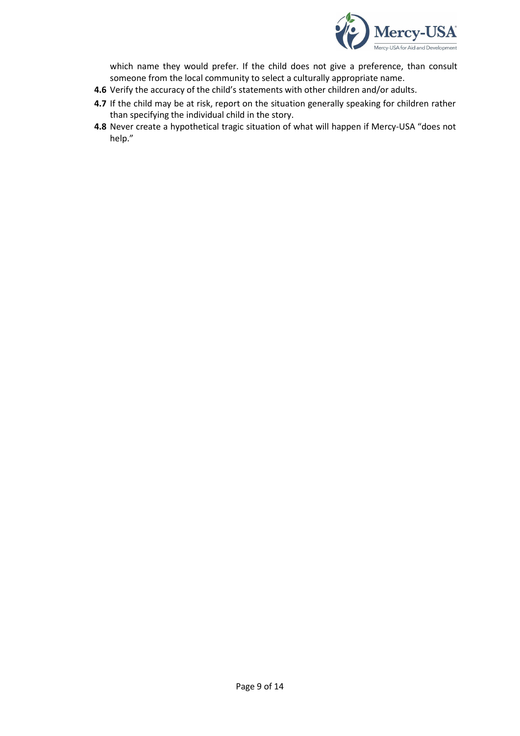which name they would prefer. If the child does not give a preference, than consult someone from the local community to select a culturally appropriate name.

**4.6** Verify the accuracy of the child's statements with other children and/or adults.

**4.7** If the child may be at risk, report on the situation generally speaking for children rather than specifying the individual child in the story.

**4.8** Never create a hypothetical tragic situation of what will happen if Mercy-USA "does not help."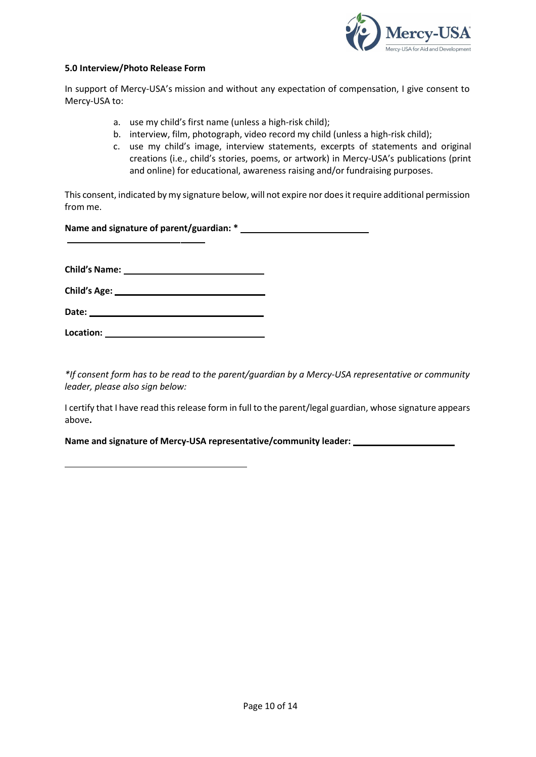**5.0 Interview/Photo Release Form**

In support of Mercy-USA's mission and without any expectation of compensation, I give consent to Mercy-USA to:

a. use my child's first name (unless a high-risk child);
b. interview, film, photograph, video record my child (unless a high-risk child);
c. use my child's image, interview statements, excerpts of statements and original creations (i.e., child's stories, poems, or artwork) in Mercy-USA's publications (print and online) for educational, awareness raising and/or fundraising purposes.

This consent, indicated by my signature below, will not expire nor does it require additional permission from me.

**Name and signature of parent/guardian: *** ______________________________

______________________________

**Child's Name:** ______________________________

**Child's Age:** ______________________________

**Date:** ______________________________

**Location:** ______________________________

*\*If consent form has to be read to the parent/guardian by a Mercy-USA representative or community leader, please also sign below:*

I certify that I have read this release form in full to the parent/legal guardian, whose signature appears above**.**

**Name and signature of Mercy-USA representative/community leader:** ______________________________

______________________________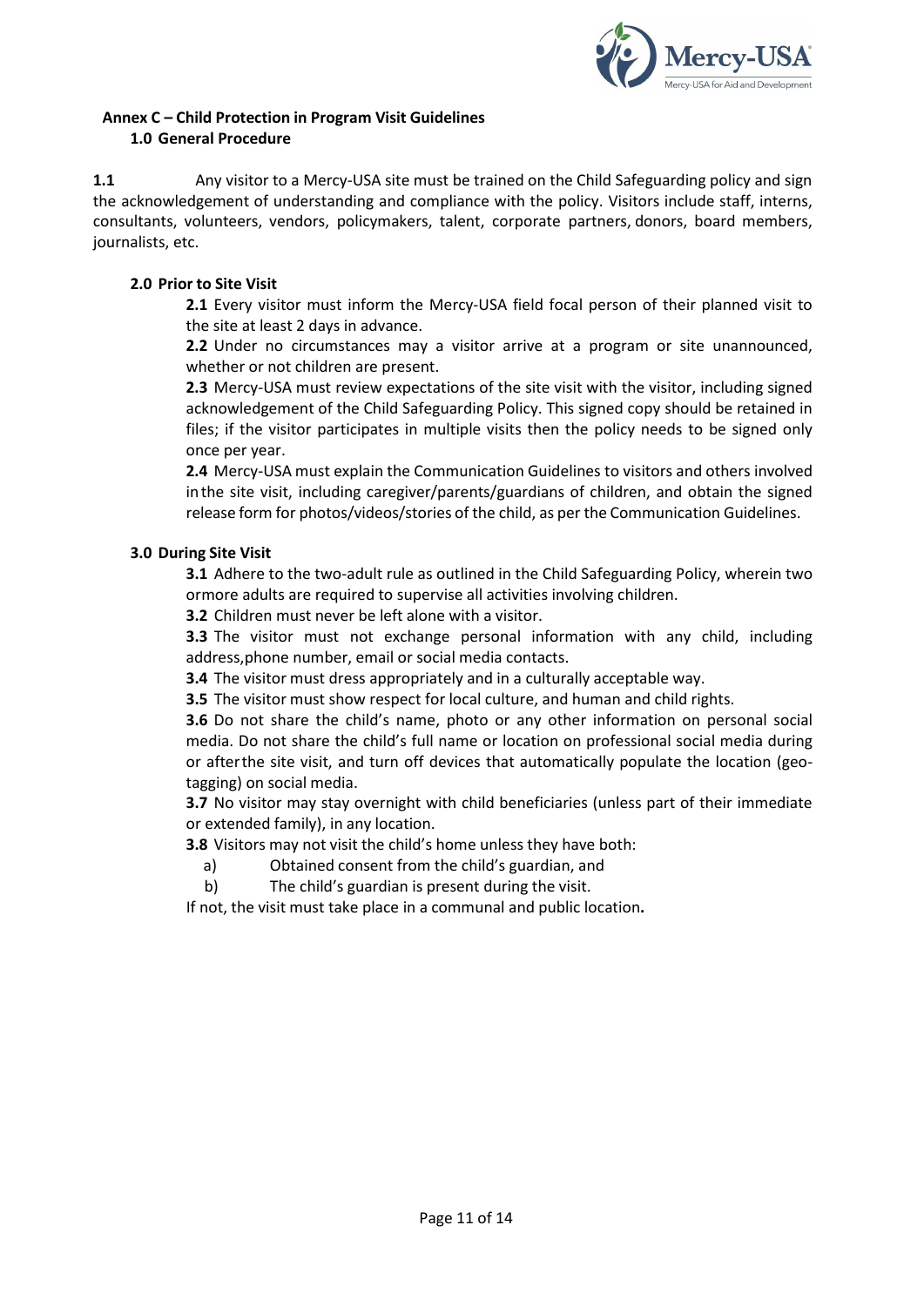## Annex C – Child Protection in Program Visit Guidelines

### 1.0 General Procedure

**1.1** Any visitor to a Mercy-USA site must be trained on the Child Safeguarding policy and sign the acknowledgement of understanding and compliance with the policy. Visitors include staff, interns, consultants, volunteers, vendors, policymakers, talent, corporate partners, donors, board members, journalists, etc.

### 2.0 Prior to Site Visit

**2.1** Every visitor must inform the Mercy-USA field focal person of their planned visit to the site at least 2 days in advance.

**2.2** Under no circumstances may a visitor arrive at a program or site unannounced, whether or not children are present.

**2.3** Mercy-USA must review expectations of the site visit with the visitor, including signed acknowledgement of the Child Safeguarding Policy. This signed copy should be retained in files; if the visitor participates in multiple visits then the policy needs to be signed only once per year.

**2.4** Mercy-USA must explain the Communication Guidelines to visitors and others involved in the site visit, including caregiver/parents/guardians of children, and obtain the signed release form for photos/videos/stories of the child, as per the Communication Guidelines.

### 3.0 During Site Visit

**3.1** Adhere to the two-adult rule as outlined in the Child Safeguarding Policy, wherein two or more adults are required to supervise all activities involving children.

**3.2** Children must never be left alone with a visitor.

**3.3** The visitor must not exchange personal information with any child, including address, phone number, email or social media contacts.

**3.4** The visitor must dress appropriately and in a culturally acceptable way.

**3.5** The visitor must show respect for local culture, and human and child rights.

**3.6** Do not share the child's name, photo or any other information on personal social media. Do not share the child's full name or location on professional social media during or after the site visit, and turn off devices that automatically populate the location (geo-tagging) on social media.

**3.7** No visitor may stay overnight with child beneficiaries (unless part of their immediate or extended family), in any location.

**3.8** Visitors may not visit the child's home unless they have both:

a) Obtained consent from the child's guardian, and

b) The child's guardian is present during the visit.

If not, the visit must take place in a communal and public location**.**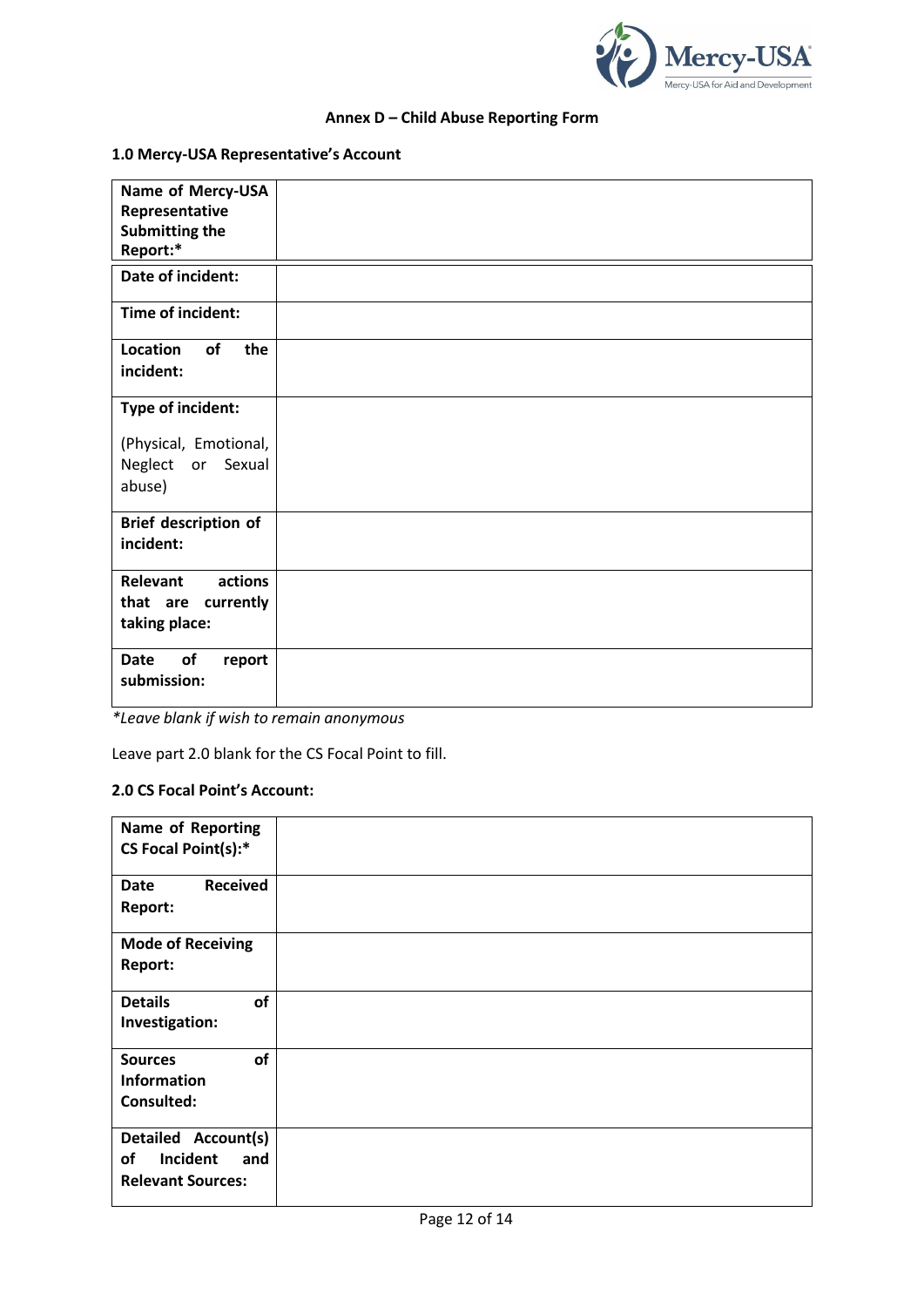### Annex D – Child Abuse Reporting Form

#### 1.0 Mercy-USA Representative's Account

| | |
|---|---|
| **Name of Mercy-USA Representative Submitting the Report:*** | |
| **Date of incident:** | |
| **Time of incident:** | |
| **Location of the incident:** | |
| **Type of incident:** (Physical, Emotional, Neglect or Sexual abuse) | |
| **Brief description of incident:** | |
| **Relevant actions that are currently taking place:** | |
| **Date of report submission:** | |

*\*Leave blank if wish to remain anonymous*

Leave part 2.0 blank for the CS Focal Point to fill.

#### 2.0 CS Focal Point's Account:

| | |
|---|---|
| **Name of Reporting CS Focal Point(s):*** | |
| **Date Received Report:** | |
| **Mode of Receiving Report:** | |
| **Details of Investigation:** | |
| **Sources of Information Consulted:** | |
| **Detailed Account(s) of Incident and Relevant Sources:** | |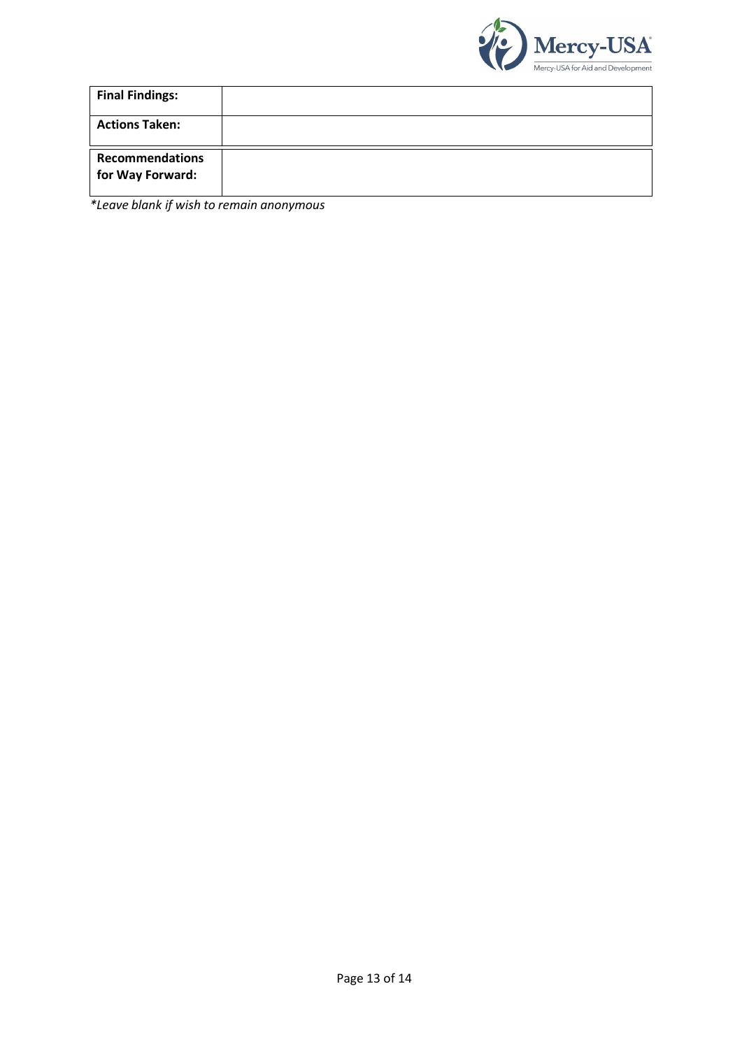| | |
|---|---|
| **Final Findings:** | |
| **Actions Taken:** | |
| **Recommendations for Way Forward:** | |

*\*Leave blank if wish to remain anonymous*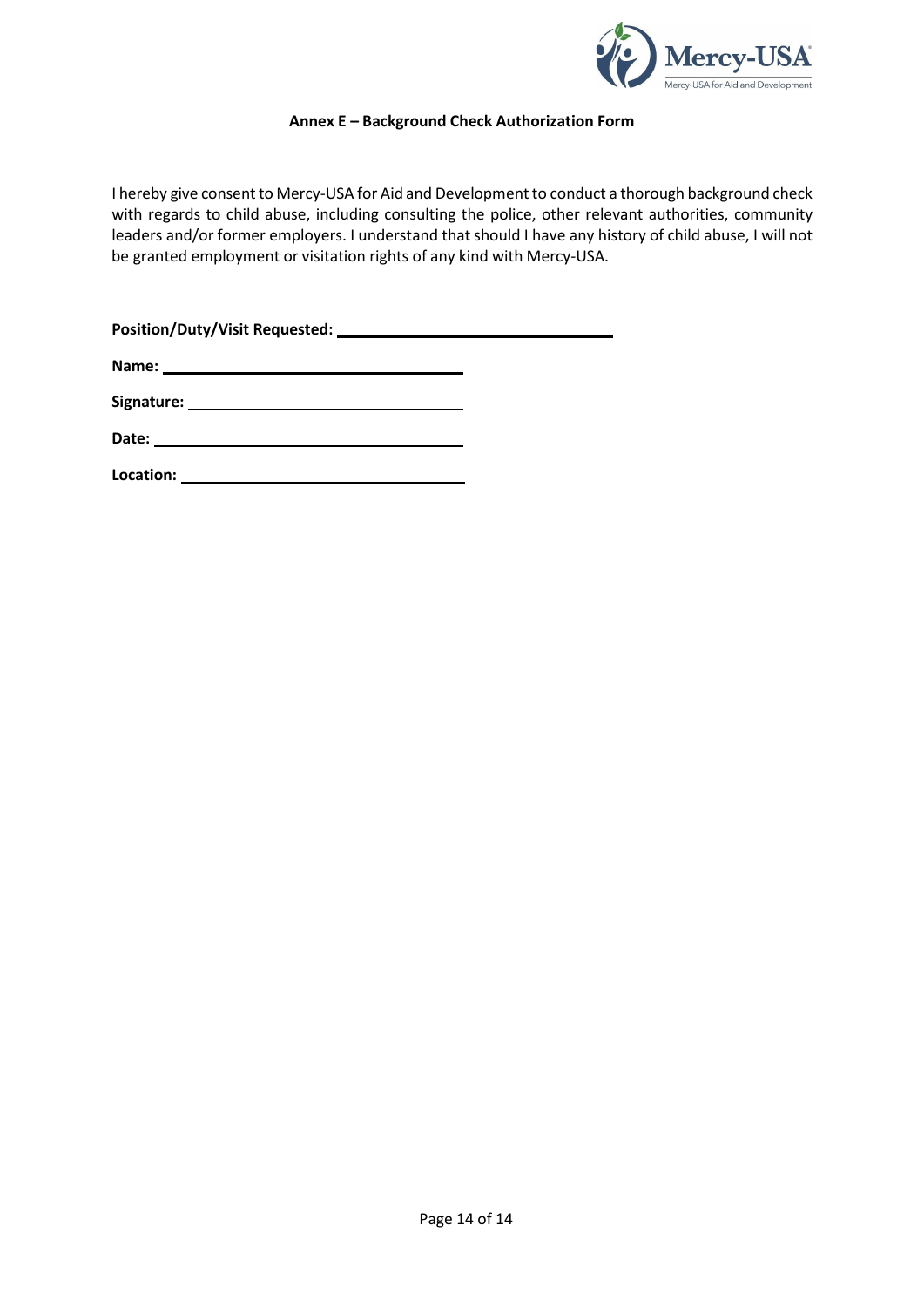### Annex E – Background Check Authorization Form

I hereby give consent to Mercy-USA for Aid and Development to conduct a thorough background check with regards to child abuse, including consulting the police, other relevant authorities, community leaders and/or former employers. I understand that should I have any history of child abuse, I will not be granted employment or visitation rights of any kind with Mercy-USA.

**Position/Duty/Visit Requested:** ________________________________

**Name:** ________________________________

**Signature:** ________________________________

**Date:** ________________________________

**Location:** ________________________________